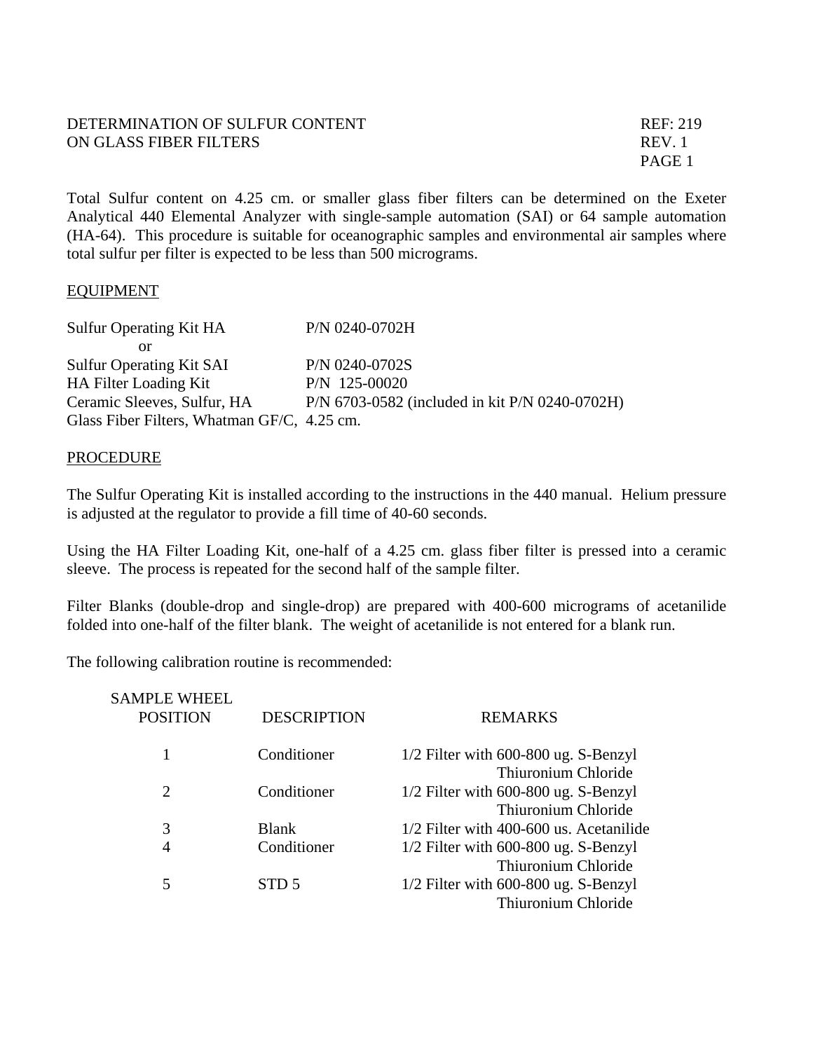DETERMINATION OF SULFUR CONTENT ON GLASS FIBER FILTERS

REF: 219
REV. 1

Total Sulfur content on 4.25 cm. or smaller glass fiber filters can be determined on the Exeter Analytical 440 Elemental Analyzer with single-sample automation (SAI) or 64 sample automation (HA-64). This procedure is suitable for oceanographic samples and environmental air samples where total sulfur per filter is expected to be less than 500 micrograms.

## EQUIPMENT

| | |
|---|---|
| Sulfur Operating Kit HA | P/N 0240-0702H |
| or | |
| Sulfur Operating Kit SAI | P/N 0240-0702S |
| HA Filter Loading Kit | P/N 125-00020 |
| Ceramic Sleeves, Sulfur, HA | P/N 6703-0582 (included in kit P/N 0240-0702H) |
| Glass Fiber Filters, Whatman GF/C, 4.25 cm. | |

## PROCEDURE

The Sulfur Operating Kit is installed according to the instructions in the 440 manual. Helium pressure is adjusted at the regulator to provide a fill time of 40-60 seconds.

Using the HA Filter Loading Kit, one-half of a 4.25 cm. glass fiber filter is pressed into a ceramic sleeve. The process is repeated for the second half of the sample filter.

Filter Blanks (double-drop and single-drop) are prepared with 400-600 micrograms of acetanilide folded into one-half of the filter blank. The weight of acetanilide is not entered for a blank run.

The following calibration routine is recommended:

| SAMPLE WHEEL POSITION | DESCRIPTION | REMARKS |
|---|---|---|
| 1 | Conditioner | 1/2 Filter with 600-800 ug. S-Benzyl Thiuronium Chloride |
| 2 | Conditioner | 1/2 Filter with 600-800 ug. S-Benzyl Thiuronium Chloride |
| 3 | Blank | 1/2 Filter with 400-600 us. Acetanilide |
| 4 | Conditioner | 1/2 Filter with 600-800 ug. S-Benzyl Thiuronium Chloride |
| 5 | STD 5 | 1/2 Filter with 600-800 ug. S-Benzyl Thiuronium Chloride |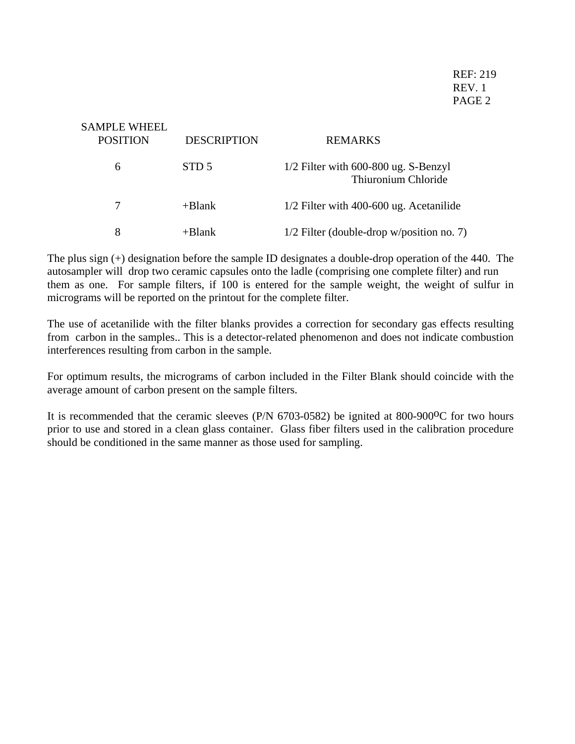| SAMPLE WHEEL POSITION | DESCRIPTION | REMARKS |
|---|---|---|
| 6 | STD 5 | 1/2 Filter with 600-800 ug. S-Benzyl Thiuronium Chloride |
| 7 | +Blank | 1/2 Filter with 400-600 ug. Acetanilide |
| 8 | +Blank | 1/2 Filter (double-drop w/position no. 7) |

The plus sign (+) designation before the sample ID designates a double-drop operation of the 440. The autosampler will drop two ceramic capsules onto the ladle (comprising one complete filter) and run them as one. For sample filters, if 100 is entered for the sample weight, the weight of sulfur in micrograms will be reported on the printout for the complete filter.

The use of acetanilide with the filter blanks provides a correction for secondary gas effects resulting from carbon in the samples.. This is a detector-related phenomenon and does not indicate combustion interferences resulting from carbon in the sample.

For optimum results, the micrograms of carbon included in the Filter Blank should coincide with the average amount of carbon present on the sample filters.

It is recommended that the ceramic sleeves (P/N 6703-0582) be ignited at 800-900$^{o}$C for two hours prior to use and stored in a clean glass container. Glass fiber filters used in the calibration procedure should be conditioned in the same manner as those used for sampling.